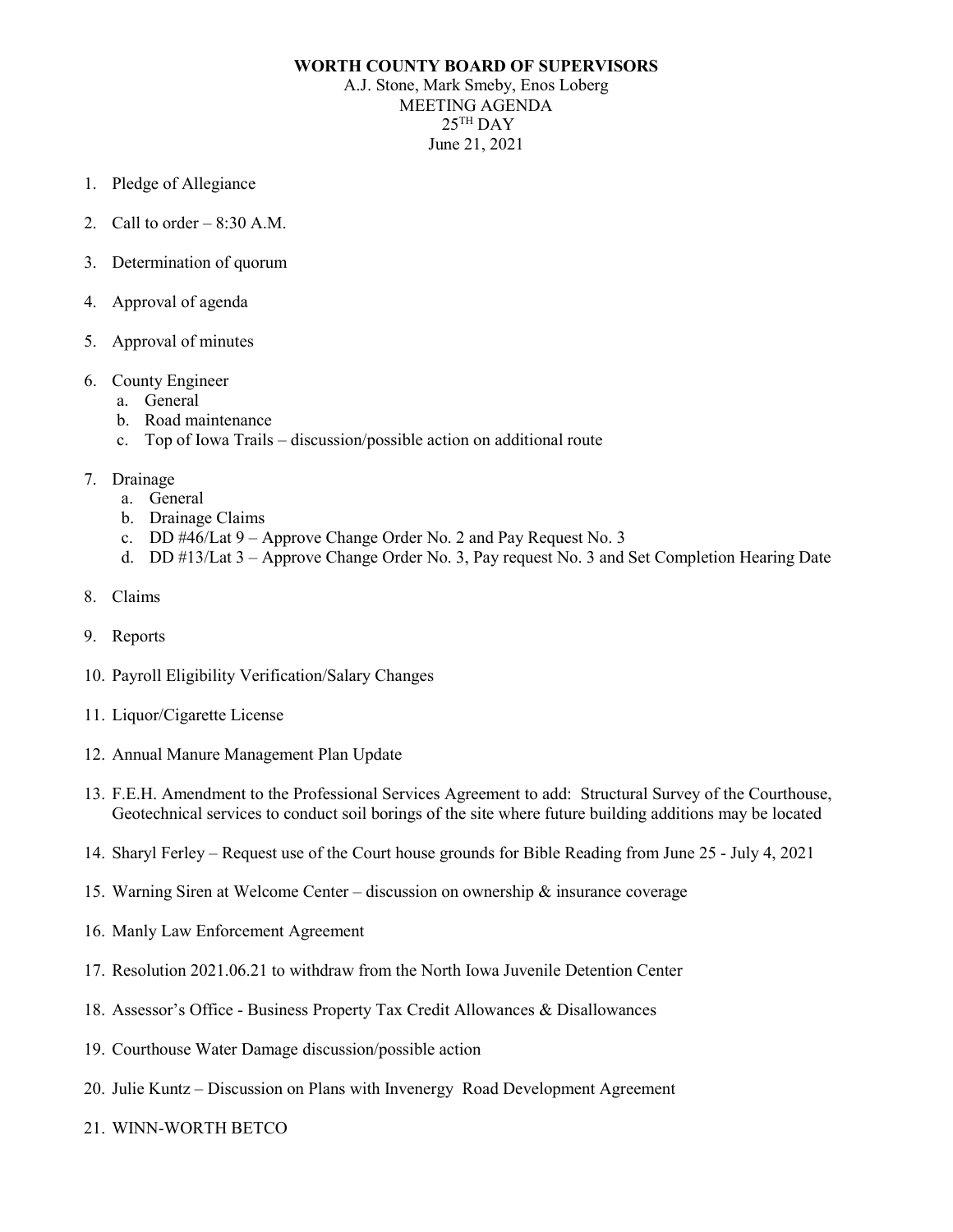**WORTH COUNTY BOARD OF SUPERVISORS**

A.J. Stone, Mark Smeby, Enos Loberg

MEETING AGENDA

25TH DAY

June 21, 2021

1. Pledge of Allegiance
2. Call to order – 8:30 A.M.
3. Determination of quorum
4. Approval of agenda
5. Approval of minutes
6. County Engineer
   a. General
   b. Road maintenance
   c. Top of Iowa Trails – discussion/possible action on additional route
7. Drainage
   a. General
   b. Drainage Claims
   c. DD #46/Lat 9 – Approve Change Order No. 2 and Pay Request No. 3
   d. DD #13/Lat 3 – Approve Change Order No. 3, Pay request No. 3 and Set Completion Hearing Date
8. Claims
9. Reports
10. Payroll Eligibility Verification/Salary Changes
11. Liquor/Cigarette License
12. Annual Manure Management Plan Update
13. F.E.H. Amendment to the Professional Services Agreement to add: Structural Survey of the Courthouse, Geotechnical services to conduct soil borings of the site where future building additions may be located
14. Sharyl Ferley – Request use of the Court house grounds for Bible Reading from June 25 - July 4, 2021
15. Warning Siren at Welcome Center – discussion on ownership & insurance coverage
16. Manly Law Enforcement Agreement
17. Resolution 2021.06.21 to withdraw from the North Iowa Juvenile Detention Center
18. Assessor's Office - Business Property Tax Credit Allowances & Disallowances
19. Courthouse Water Damage discussion/possible action
20. Julie Kuntz – Discussion on Plans with Invenergy Road Development Agreement
21. WINN-WORTH BETCO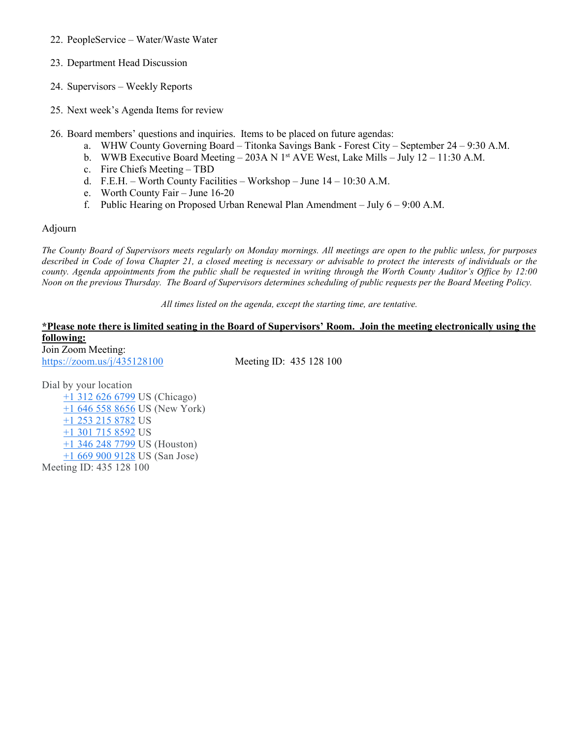22. PeopleService – Water/Waste Water

23. Department Head Discussion

24. Supervisors – Weekly Reports

25. Next week's Agenda Items for review

26. Board members' questions and inquiries. Items to be placed on future agendas:
    a. WHW County Governing Board – Titonka Savings Bank - Forest City – September 24 – 9:30 A.M.
    b. WWB Executive Board Meeting – 203A N 1st AVE West, Lake Mills – July 12 – 11:30 A.M.
    c. Fire Chiefs Meeting – TBD
    d. F.E.H. – Worth County Facilities – Workshop – June 14 – 10:30 A.M.
    e. Worth County Fair – June 16-20
    f. Public Hearing on Proposed Urban Renewal Plan Amendment – July 6 – 9:00 A.M.

Adjourn

*The County Board of Supervisors meets regularly on Monday mornings. All meetings are open to the public unless, for purposes described in Code of Iowa Chapter 21, a closed meeting is necessary or advisable to protect the interests of individuals or the county. Agenda appointments from the public shall be requested in writing through the Worth County Auditor's Office by 12:00 Noon on the previous Thursday. The Board of Supervisors determines scheduling of public requests per the Board Meeting Policy.*

*All times listed on the agenda, except the starting time, are tentative.*

**\*Please note there is limited seating in the Board of Supervisors' Room. Join the meeting electronically using the following:**

Join Zoom Meeting:
https://zoom.us/j/435128100 Meeting ID: 435 128 100

Dial by your location
- +1 312 626 6799 US (Chicago)
- +1 646 558 8656 US (New York)
- +1 253 215 8782 US
- +1 301 715 8592 US
- +1 346 248 7799 US (Houston)
- +1 669 900 9128 US (San Jose)

Meeting ID: 435 128 100